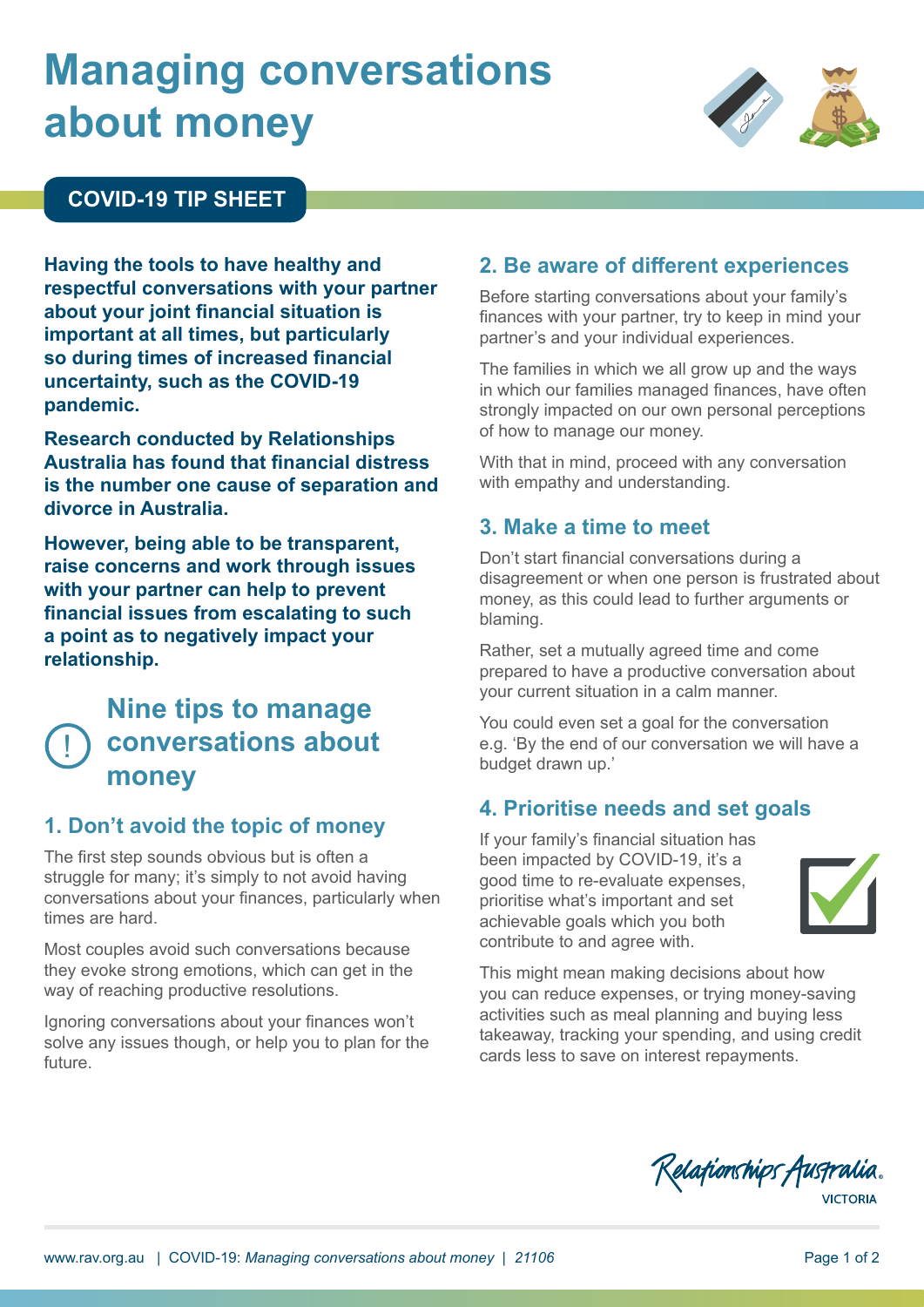# Managing conversations about money

**COVID-19 TIP SHEET**

**Having the tools to have healthy and respectful conversations with your partner about your joint financial situation is important at all times, but particularly so during times of increased financial uncertainty, such as the COVID-19 pandemic.**

**Research conducted by Relationships Australia has found that financial distress is the number one cause of separation and divorce in Australia.**

**However, being able to be transparent, raise concerns and work through issues with your partner can help to prevent financial issues from escalating to such a point as to negatively impact your relationship.**

## Nine tips to manage conversations about money

### 1. Don't avoid the topic of money

The first step sounds obvious but is often a struggle for many; it's simply to not avoid having conversations about your finances, particularly when times are hard.

Most couples avoid such conversations because they evoke strong emotions, which can get in the way of reaching productive resolutions.

Ignoring conversations about your finances won't solve any issues though, or help you to plan for the future.

### 2. Be aware of different experiences

Before starting conversations about your family's finances with your partner, try to keep in mind your partner's and your individual experiences.

The families in which we all grow up and the ways in which our families managed finances, have often strongly impacted on our own personal perceptions of how to manage our money.

With that in mind, proceed with any conversation with empathy and understanding.

### 3. Make a time to meet

Don't start financial conversations during a disagreement or when one person is frustrated about money, as this could lead to further arguments or blaming.

Rather, set a mutually agreed time and come prepared to have a productive conversation about your current situation in a calm manner.

You could even set a goal for the conversation e.g. 'By the end of our conversation we will have a budget drawn up.'

### 4. Prioritise needs and set goals

If your family's financial situation has been impacted by COVID-19, it's a good time to re-evaluate expenses, prioritise what's important and set achievable goals which you both contribute to and agree with.

This might mean making decisions about how you can reduce expenses, or trying money-saving activities such as meal planning and buying less takeaway, tracking your spending, and using credit cards less to save on interest repayments.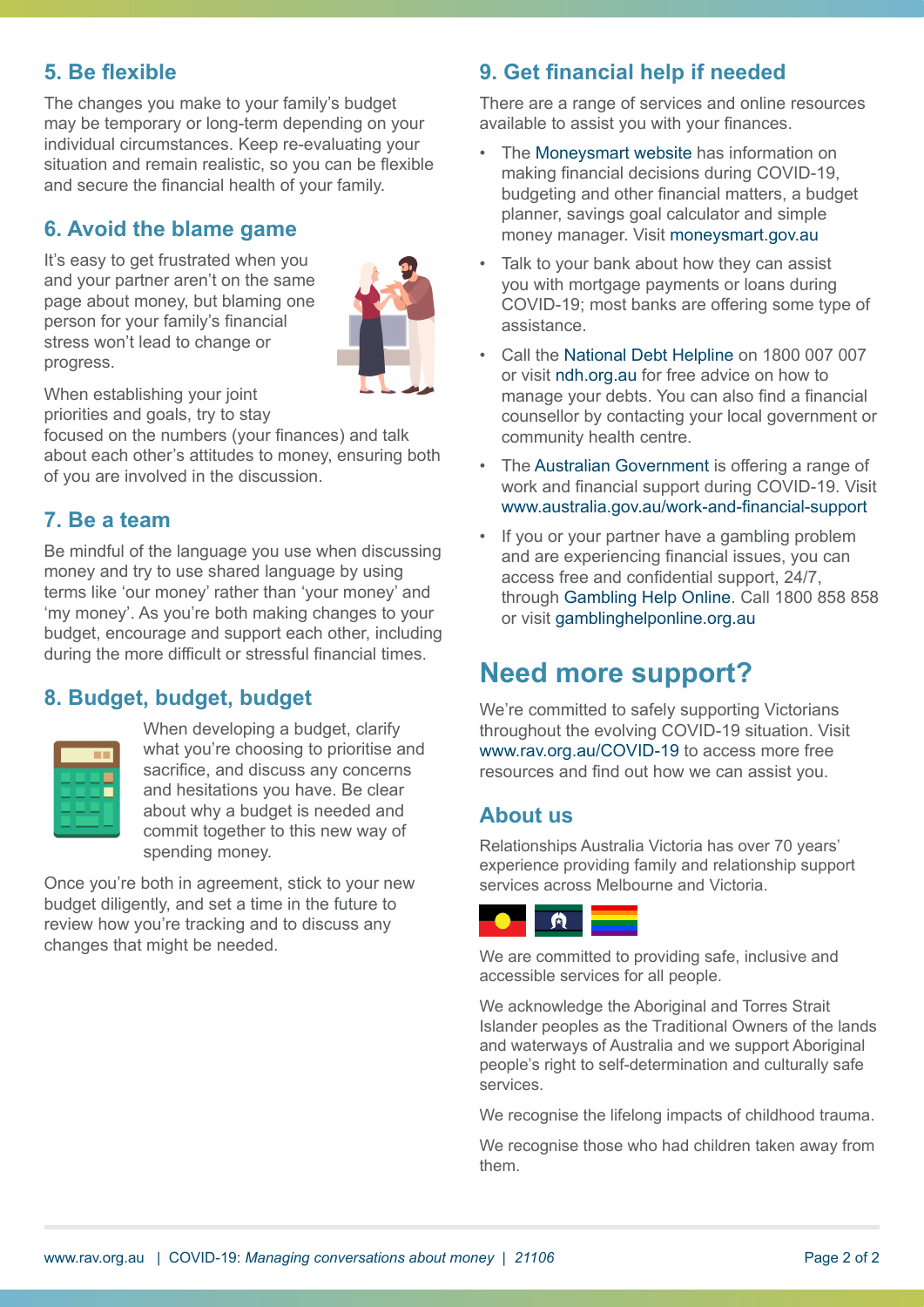## 5. Be flexible

The changes you make to your family's budget may be temporary or long-term depending on your individual circumstances. Keep re-evaluating your situation and remain realistic, so you can be flexible and secure the financial health of your family.

## 6. Avoid the blame game

It's easy to get frustrated when you and your partner aren't on the same page about money, but blaming one person for your family's financial stress won't lead to change or progress.

When establishing your joint priorities and goals, try to stay focused on the numbers (your finances) and talk about each other's attitudes to money, ensuring both of you are involved in the discussion.

## 7. Be a team

Be mindful of the language you use when discussing money and try to use shared language by using terms like 'our money' rather than 'your money' and 'my money'. As you're both making changes to your budget, encourage and support each other, including during the more difficult or stressful financial times.

## 8. Budget, budget, budget

When developing a budget, clarify what you're choosing to prioritise and sacrifice, and discuss any concerns and hesitations you have. Be clear about why a budget is needed and commit together to this new way of spending money.

Once you're both in agreement, stick to your new budget diligently, and set a time in the future to review how you're tracking and to discuss any changes that might be needed.

## 9. Get financial help if needed

There are a range of services and online resources available to assist you with your finances.

- The Moneysmart website has information on making financial decisions during COVID-19, budgeting and other financial matters, a budget planner, savings goal calculator and simple money manager. Visit moneysmart.gov.au
- Talk to your bank about how they can assist you with mortgage payments or loans during COVID-19; most banks are offering some type of assistance.
- Call the National Debt Helpline on 1800 007 007 or visit ndh.org.au for free advice on how to manage your debts. You can also find a financial counsellor by contacting your local government or community health centre.
- The Australian Government is offering a range of work and financial support during COVID-19. Visit www.australia.gov.au/work-and-financial-support
- If you or your partner have a gambling problem and are experiencing financial issues, you can access free and confidential support, 24/7, through Gambling Help Online. Call 1800 858 858 or visit gamblinghelponline.org.au

# Need more support?

We're committed to safely supporting Victorians throughout the evolving COVID-19 situation. Visit www.rav.org.au/COVID-19 to access more free resources and find out how we can assist you.

## About us

Relationships Australia Victoria has over 70 years' experience providing family and relationship support services across Melbourne and Victoria.

We are committed to providing safe, inclusive and accessible services for all people.

We acknowledge the Aboriginal and Torres Strait Islander peoples as the Traditional Owners of the lands and waterways of Australia and we support Aboriginal people's right to self-determination and culturally safe services.

We recognise the lifelong impacts of childhood trauma.

We recognise those who had children taken away from them.